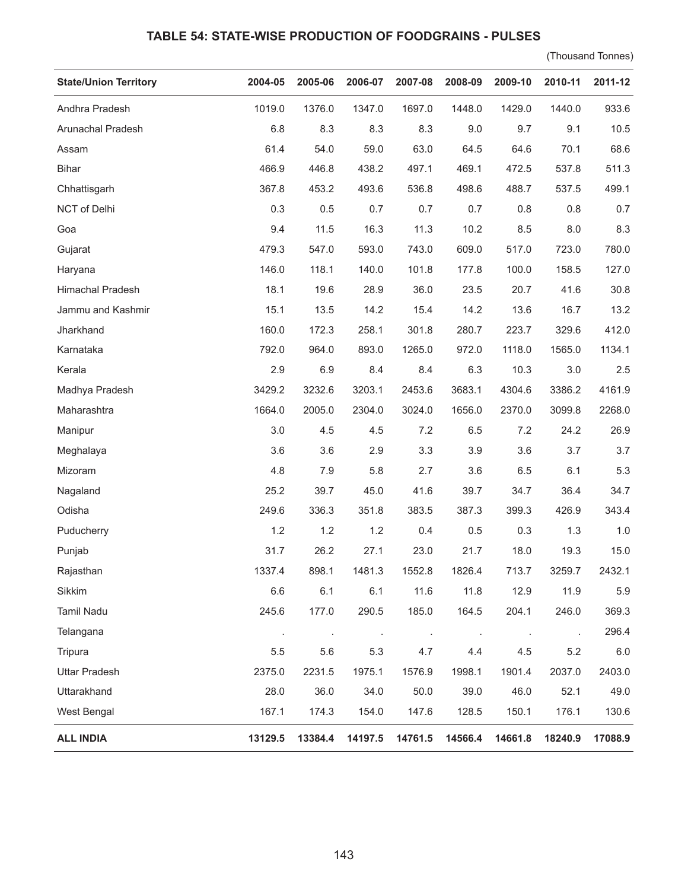## TABLE 54: STATE-WISE PRODUCTION OF FOODGRAINS - PULSES

(Thousand Tonnes)

| State/Union Territory | 2004-05 | 2005-06 | 2006-07 | 2007-08 | 2008-09 | 2009-10 | 2010-11 | 2011-12 |
|---|---|---|---|---|---|---|---|---|
| Andhra Pradesh | 1019.0 | 1376.0 | 1347.0 | 1697.0 | 1448.0 | 1429.0 | 1440.0 | 933.6 |
| Arunachal Pradesh | 6.8 | 8.3 | 8.3 | 8.3 | 9.0 | 9.7 | 9.1 | 10.5 |
| Assam | 61.4 | 54.0 | 59.0 | 63.0 | 64.5 | 64.6 | 70.1 | 68.6 |
| Bihar | 466.9 | 446.8 | 438.2 | 497.1 | 469.1 | 472.5 | 537.8 | 511.3 |
| Chhattisgarh | 367.8 | 453.2 | 493.6 | 536.8 | 498.6 | 488.7 | 537.5 | 499.1 |
| NCT of Delhi | 0.3 | 0.5 | 0.7 | 0.7 | 0.7 | 0.8 | 0.8 | 0.7 |
| Goa | 9.4 | 11.5 | 16.3 | 11.3 | 10.2 | 8.5 | 8.0 | 8.3 |
| Gujarat | 479.3 | 547.0 | 593.0 | 743.0 | 609.0 | 517.0 | 723.0 | 780.0 |
| Haryana | 146.0 | 118.1 | 140.0 | 101.8 | 177.8 | 100.0 | 158.5 | 127.0 |
| Himachal Pradesh | 18.1 | 19.6 | 28.9 | 36.0 | 23.5 | 20.7 | 41.6 | 30.8 |
| Jammu and Kashmir | 15.1 | 13.5 | 14.2 | 15.4 | 14.2 | 13.6 | 16.7 | 13.2 |
| Jharkhand | 160.0 | 172.3 | 258.1 | 301.8 | 280.7 | 223.7 | 329.6 | 412.0 |
| Karnataka | 792.0 | 964.0 | 893.0 | 1265.0 | 972.0 | 1118.0 | 1565.0 | 1134.1 |
| Kerala | 2.9 | 6.9 | 8.4 | 8.4 | 6.3 | 10.3 | 3.0 | 2.5 |
| Madhya Pradesh | 3429.2 | 3232.6 | 3203.1 | 2453.6 | 3683.1 | 4304.6 | 3386.2 | 4161.9 |
| Maharashtra | 1664.0 | 2005.0 | 2304.0 | 3024.0 | 1656.0 | 2370.0 | 3099.8 | 2268.0 |
| Manipur | 3.0 | 4.5 | 4.5 | 7.2 | 6.5 | 7.2 | 24.2 | 26.9 |
| Meghalaya | 3.6 | 3.6 | 2.9 | 3.3 | 3.9 | 3.6 | 3.7 | 3.7 |
| Mizoram | 4.8 | 7.9 | 5.8 | 2.7 | 3.6 | 6.5 | 6.1 | 5.3 |
| Nagaland | 25.2 | 39.7 | 45.0 | 41.6 | 39.7 | 34.7 | 36.4 | 34.7 |
| Odisha | 249.6 | 336.3 | 351.8 | 383.5 | 387.3 | 399.3 | 426.9 | 343.4 |
| Puducherry | 1.2 | 1.2 | 1.2 | 0.4 | 0.5 | 0.3 | 1.3 | 1.0 |
| Punjab | 31.7 | 26.2 | 27.1 | 23.0 | 21.7 | 18.0 | 19.3 | 15.0 |
| Rajasthan | 1337.4 | 898.1 | 1481.3 | 1552.8 | 1826.4 | 713.7 | 3259.7 | 2432.1 |
| Sikkim | 6.6 | 6.1 | 6.1 | 11.6 | 11.8 | 12.9 | 11.9 | 5.9 |
| Tamil Nadu | 245.6 | 177.0 | 290.5 | 185.0 | 164.5 | 204.1 | 246.0 | 369.3 |
| Telangana | . | . | . | . | . | . | . | 296.4 |
| Tripura | 5.5 | 5.6 | 5.3 | 4.7 | 4.4 | 4.5 | 5.2 | 6.0 |
| Uttar Pradesh | 2375.0 | 2231.5 | 1975.1 | 1576.9 | 1998.1 | 1901.4 | 2037.0 | 2403.0 |
| Uttarakhand | 28.0 | 36.0 | 34.0 | 50.0 | 39.0 | 46.0 | 52.1 | 49.0 |
| West Bengal | 167.1 | 174.3 | 154.0 | 147.6 | 128.5 | 150.1 | 176.1 | 130.6 |
| **ALL INDIA** | **13129.5** | **13384.4** | **14197.5** | **14761.5** | **14566.4** | **14661.8** | **18240.9** | **17088.9** |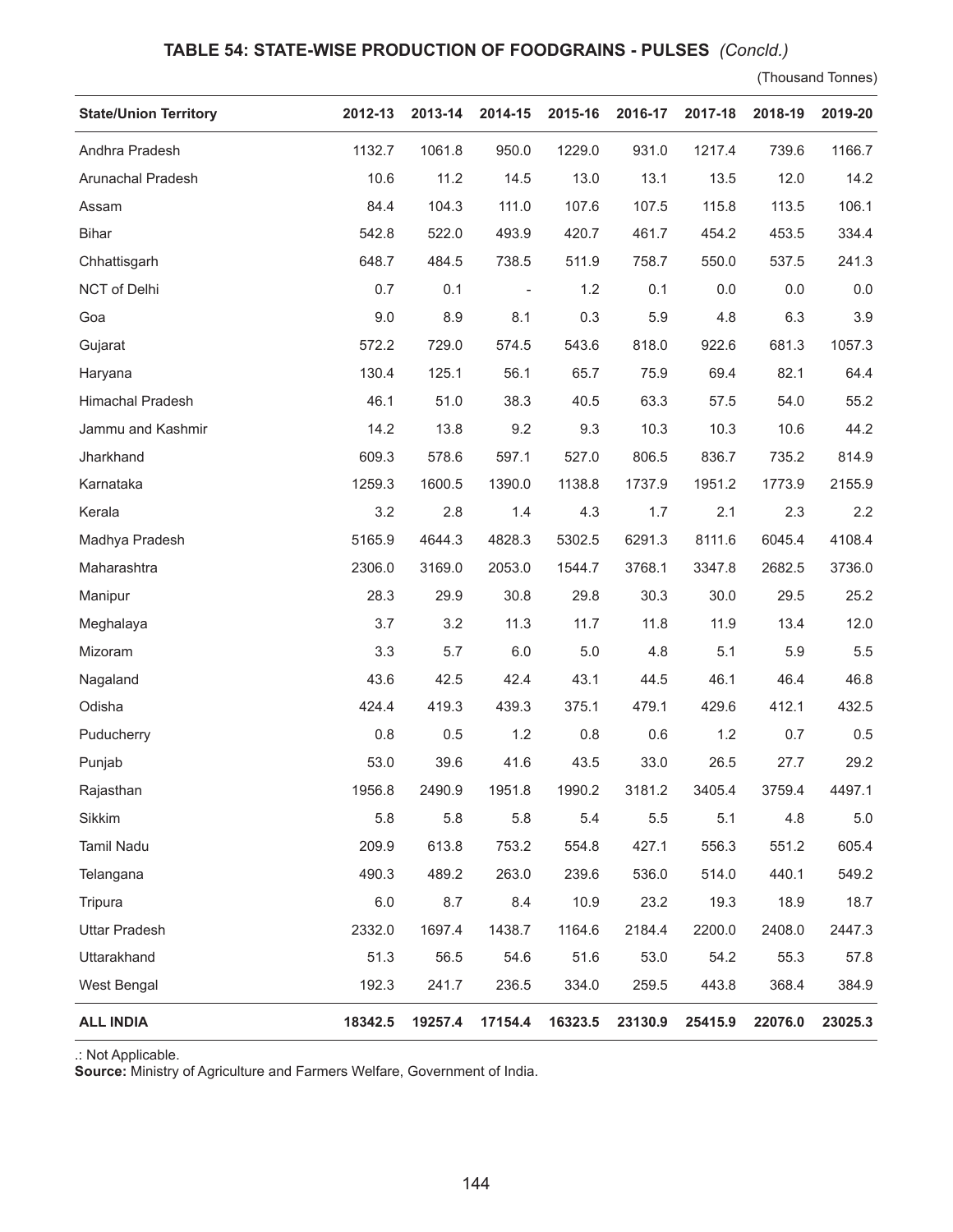## TABLE 54: STATE-WISE PRODUCTION OF FOODGRAINS - PULSES *(Concld.)*

(Thousand Tonnes)

| State/Union Territory | 2012-13 | 2013-14 | 2014-15 | 2015-16 | 2016-17 | 2017-18 | 2018-19 | 2019-20 |
|---|---|---|---|---|---|---|---|---|
| Andhra Pradesh | 1132.7 | 1061.8 | 950.0 | 1229.0 | 931.0 | 1217.4 | 739.6 | 1166.7 |
| Arunachal Pradesh | 10.6 | 11.2 | 14.5 | 13.0 | 13.1 | 13.5 | 12.0 | 14.2 |
| Assam | 84.4 | 104.3 | 111.0 | 107.6 | 107.5 | 115.8 | 113.5 | 106.1 |
| Bihar | 542.8 | 522.0 | 493.9 | 420.7 | 461.7 | 454.2 | 453.5 | 334.4 |
| Chhattisgarh | 648.7 | 484.5 | 738.5 | 511.9 | 758.7 | 550.0 | 537.5 | 241.3 |
| NCT of Delhi | 0.7 | 0.1 | - | 1.2 | 0.1 | 0.0 | 0.0 | 0.0 |
| Goa | 9.0 | 8.9 | 8.1 | 0.3 | 5.9 | 4.8 | 6.3 | 3.9 |
| Gujarat | 572.2 | 729.0 | 574.5 | 543.6 | 818.0 | 922.6 | 681.3 | 1057.3 |
| Haryana | 130.4 | 125.1 | 56.1 | 65.7 | 75.9 | 69.4 | 82.1 | 64.4 |
| Himachal Pradesh | 46.1 | 51.0 | 38.3 | 40.5 | 63.3 | 57.5 | 54.0 | 55.2 |
| Jammu and Kashmir | 14.2 | 13.8 | 9.2 | 9.3 | 10.3 | 10.3 | 10.6 | 44.2 |
| Jharkhand | 609.3 | 578.6 | 597.1 | 527.0 | 806.5 | 836.7 | 735.2 | 814.9 |
| Karnataka | 1259.3 | 1600.5 | 1390.0 | 1138.8 | 1737.9 | 1951.2 | 1773.9 | 2155.9 |
| Kerala | 3.2 | 2.8 | 1.4 | 4.3 | 1.7 | 2.1 | 2.3 | 2.2 |
| Madhya Pradesh | 5165.9 | 4644.3 | 4828.3 | 5302.5 | 6291.3 | 8111.6 | 6045.4 | 4108.4 |
| Maharashtra | 2306.0 | 3169.0 | 2053.0 | 1544.7 | 3768.1 | 3347.8 | 2682.5 | 3736.0 |
| Manipur | 28.3 | 29.9 | 30.8 | 29.8 | 30.3 | 30.0 | 29.5 | 25.2 |
| Meghalaya | 3.7 | 3.2 | 11.3 | 11.7 | 11.8 | 11.9 | 13.4 | 12.0 |
| Mizoram | 3.3 | 5.7 | 6.0 | 5.0 | 4.8 | 5.1 | 5.9 | 5.5 |
| Nagaland | 43.6 | 42.5 | 42.4 | 43.1 | 44.5 | 46.1 | 46.4 | 46.8 |
| Odisha | 424.4 | 419.3 | 439.3 | 375.1 | 479.1 | 429.6 | 412.1 | 432.5 |
| Puducherry | 0.8 | 0.5 | 1.2 | 0.8 | 0.6 | 1.2 | 0.7 | 0.5 |
| Punjab | 53.0 | 39.6 | 41.6 | 43.5 | 33.0 | 26.5 | 27.7 | 29.2 |
| Rajasthan | 1956.8 | 2490.9 | 1951.8 | 1990.2 | 3181.2 | 3405.4 | 3759.4 | 4497.1 |
| Sikkim | 5.8 | 5.8 | 5.8 | 5.4 | 5.5 | 5.1 | 4.8 | 5.0 |
| Tamil Nadu | 209.9 | 613.8 | 753.2 | 554.8 | 427.1 | 556.3 | 551.2 | 605.4 |
| Telangana | 490.3 | 489.2 | 263.0 | 239.6 | 536.0 | 514.0 | 440.1 | 549.2 |
| Tripura | 6.0 | 8.7 | 8.4 | 10.9 | 23.2 | 19.3 | 18.9 | 18.7 |
| Uttar Pradesh | 2332.0 | 1697.4 | 1438.7 | 1164.6 | 2184.4 | 2200.0 | 2408.0 | 2447.3 |
| Uttarakhand | 51.3 | 56.5 | 54.6 | 51.6 | 53.0 | 54.2 | 55.3 | 57.8 |
| West Bengal | 192.3 | 241.7 | 236.5 | 334.0 | 259.5 | 443.8 | 368.4 | 384.9 |
| **ALL INDIA** | **18342.5** | **19257.4** | **17154.4** | **16323.5** | **23130.9** | **25415.9** | **22076.0** | **23025.3** |

.: Not Applicable.

**Source:** Ministry of Agriculture and Farmers Welfare, Government of India.